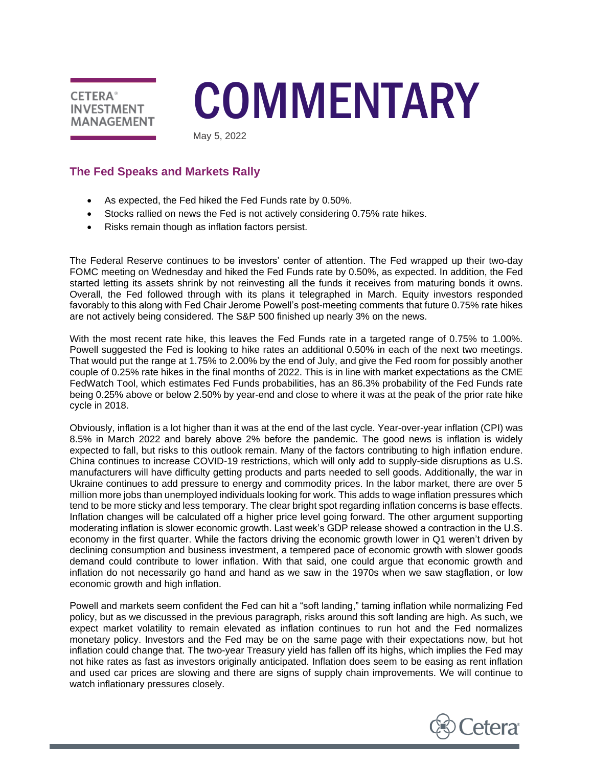CETERA® INVESTMENT MANAGEMENT

# COMMENTARY

May 5, 2022

## The Fed Speaks and Markets Rally

- As expected, the Fed hiked the Fed Funds rate by 0.50%.
- Stocks rallied on news the Fed is not actively considering 0.75% rate hikes.
- Risks remain though as inflation factors persist.

The Federal Reserve continues to be investors' center of attention. The Fed wrapped up their two-day FOMC meeting on Wednesday and hiked the Fed Funds rate by 0.50%, as expected. In addition, the Fed started letting its assets shrink by not reinvesting all the funds it receives from maturing bonds it owns. Overall, the Fed followed through with its plans it telegraphed in March. Equity investors responded favorably to this along with Fed Chair Jerome Powell's post-meeting comments that future 0.75% rate hikes are not actively being considered. The S&P 500 finished up nearly 3% on the news.

With the most recent rate hike, this leaves the Fed Funds rate in a targeted range of 0.75% to 1.00%. Powell suggested the Fed is looking to hike rates an additional 0.50% in each of the next two meetings. That would put the range at 1.75% to 2.00% by the end of July, and give the Fed room for possibly another couple of 0.25% rate hikes in the final months of 2022. This is in line with market expectations as the CME FedWatch Tool, which estimates Fed Funds probabilities, has an 86.3% probability of the Fed Funds rate being 0.25% above or below 2.50% by year-end and close to where it was at the peak of the prior rate hike cycle in 2018.

Obviously, inflation is a lot higher than it was at the end of the last cycle. Year-over-year inflation (CPI) was 8.5% in March 2022 and barely above 2% before the pandemic. The good news is inflation is widely expected to fall, but risks to this outlook remain. Many of the factors contributing to high inflation endure. China continues to increase COVID-19 restrictions, which will only add to supply-side disruptions as U.S. manufacturers will have difficulty getting products and parts needed to sell goods. Additionally, the war in Ukraine continues to add pressure to energy and commodity prices. In the labor market, there are over 5 million more jobs than unemployed individuals looking for work. This adds to wage inflation pressures which tend to be more sticky and less temporary. The clear bright spot regarding inflation concerns is base effects. Inflation changes will be calculated off a higher price level going forward. The other argument supporting moderating inflation is slower economic growth. Last week's GDP release showed a contraction in the U.S. economy in the first quarter. While the factors driving the economic growth lower in Q1 weren't driven by declining consumption and business investment, a tempered pace of economic growth with slower goods demand could contribute to lower inflation. With that said, one could argue that economic growth and inflation do not necessarily go hand and hand as we saw in the 1970s when we saw stagflation, or low economic growth and high inflation.

Powell and markets seem confident the Fed can hit a "soft landing," taming inflation while normalizing Fed policy, but as we discussed in the previous paragraph, risks around this soft landing are high. As such, we expect market volatility to remain elevated as inflation continues to run hot and the Fed normalizes monetary policy. Investors and the Fed may be on the same page with their expectations now, but hot inflation could change that. The two-year Treasury yield has fallen off its highs, which implies the Fed may not hike rates as fast as investors originally anticipated. Inflation does seem to be easing as rent inflation and used car prices are slowing and there are signs of supply chain improvements. We will continue to watch inflationary pressures closely.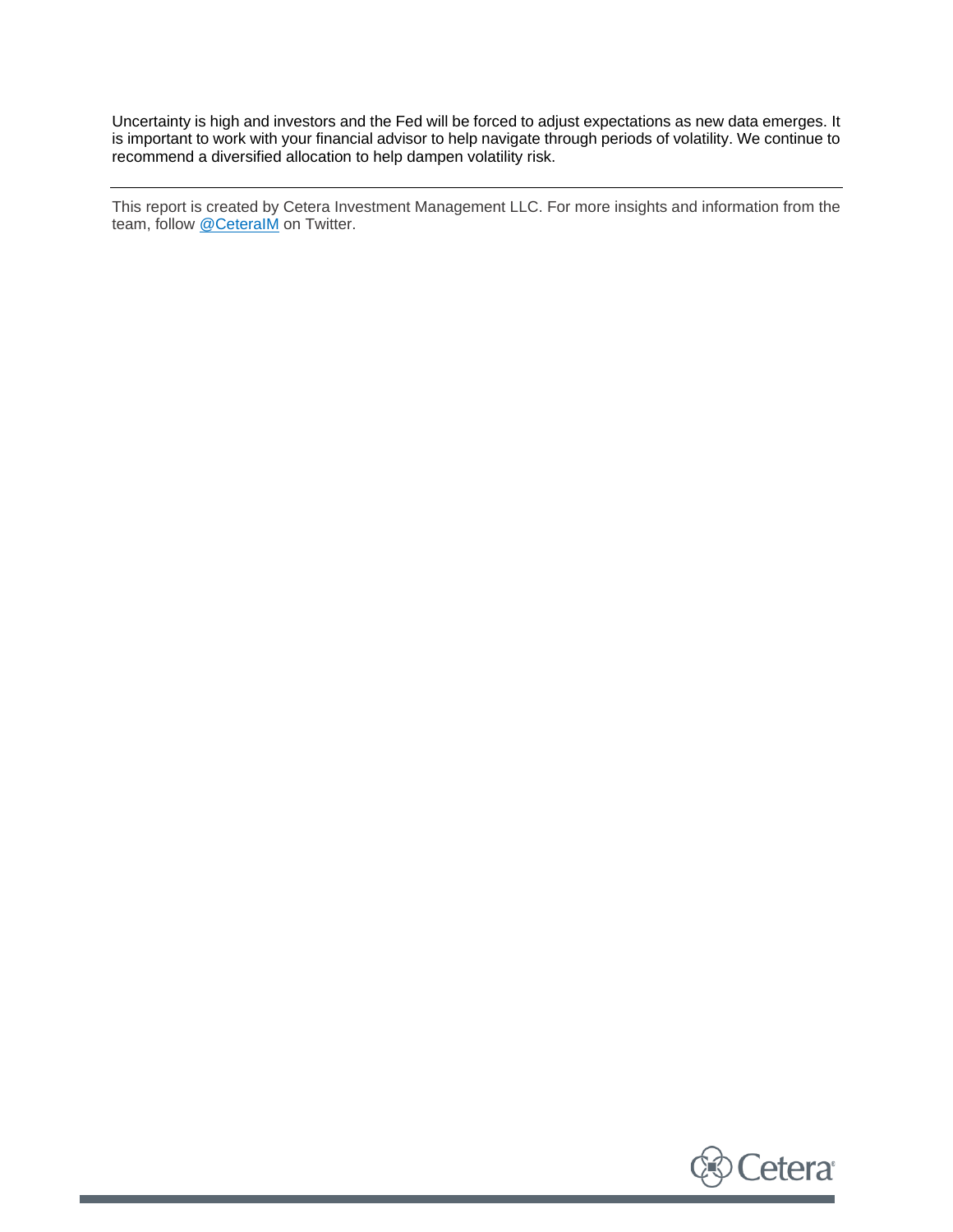Uncertainty is high and investors and the Fed will be forced to adjust expectations as new data emerges. It is important to work with your financial advisor to help navigate through periods of volatility. We continue to recommend a diversified allocation to help dampen volatility risk.

---

This report is created by Cetera Investment Management LLC. For more insights and information from the team, follow [@CeteraIM](https://twitter.com/CeteraIM) on Twitter.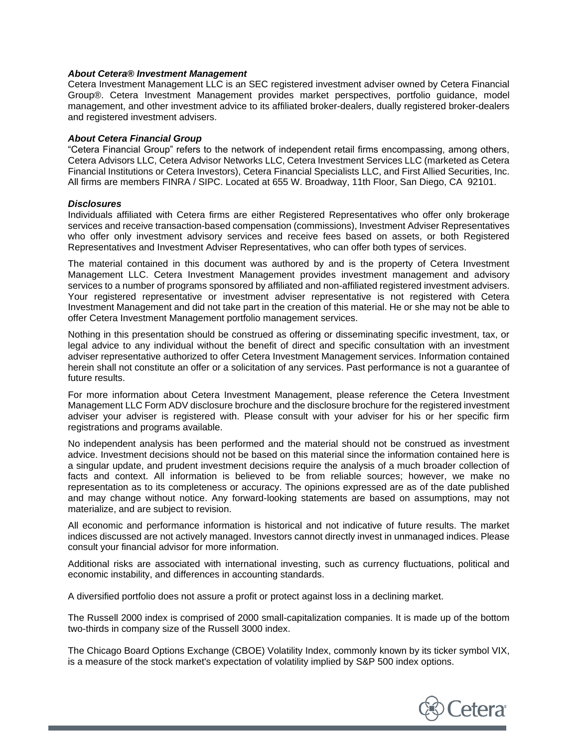***About Cetera® Investment Management***
Cetera Investment Management LLC is an SEC registered investment adviser owned by Cetera Financial Group®. Cetera Investment Management provides market perspectives, portfolio guidance, model management, and other investment advice to its affiliated broker-dealers, dually registered broker-dealers and registered investment advisers.

***About Cetera Financial Group***
"Cetera Financial Group" refers to the network of independent retail firms encompassing, among others, Cetera Advisors LLC, Cetera Advisor Networks LLC, Cetera Investment Services LLC (marketed as Cetera Financial Institutions or Cetera Investors), Cetera Financial Specialists LLC, and First Allied Securities, Inc. All firms are members FINRA / SIPC. Located at 655 W. Broadway, 11th Floor, San Diego, CA 92101.

***Disclosures***
Individuals affiliated with Cetera firms are either Registered Representatives who offer only brokerage services and receive transaction-based compensation (commissions), Investment Adviser Representatives who offer only investment advisory services and receive fees based on assets, or both Registered Representatives and Investment Adviser Representatives, who can offer both types of services.

The material contained in this document was authored by and is the property of Cetera Investment Management LLC. Cetera Investment Management provides investment management and advisory services to a number of programs sponsored by affiliated and non-affiliated registered investment advisers. Your registered representative or investment adviser representative is not registered with Cetera Investment Management and did not take part in the creation of this material. He or she may not be able to offer Cetera Investment Management portfolio management services.

Nothing in this presentation should be construed as offering or disseminating specific investment, tax, or legal advice to any individual without the benefit of direct and specific consultation with an investment adviser representative authorized to offer Cetera Investment Management services. Information contained herein shall not constitute an offer or a solicitation of any services. Past performance is not a guarantee of future results.

For more information about Cetera Investment Management, please reference the Cetera Investment Management LLC Form ADV disclosure brochure and the disclosure brochure for the registered investment adviser your adviser is registered with. Please consult with your adviser for his or her specific firm registrations and programs available.

No independent analysis has been performed and the material should not be construed as investment advice. Investment decisions should not be based on this material since the information contained here is a singular update, and prudent investment decisions require the analysis of a much broader collection of facts and context. All information is believed to be from reliable sources; however, we make no representation as to its completeness or accuracy. The opinions expressed are as of the date published and may change without notice. Any forward-looking statements are based on assumptions, may not materialize, and are subject to revision.

All economic and performance information is historical and not indicative of future results. The market indices discussed are not actively managed. Investors cannot directly invest in unmanaged indices. Please consult your financial advisor for more information.

Additional risks are associated with international investing, such as currency fluctuations, political and economic instability, and differences in accounting standards.

A diversified portfolio does not assure a profit or protect against loss in a declining market.

The Russell 2000 index is comprised of 2000 small-capitalization companies. It is made up of the bottom two-thirds in company size of the Russell 3000 index.

The Chicago Board Options Exchange (CBOE) Volatility Index, commonly known by its ticker symbol VIX, is a measure of the stock market's expectation of volatility implied by S&P 500 index options.